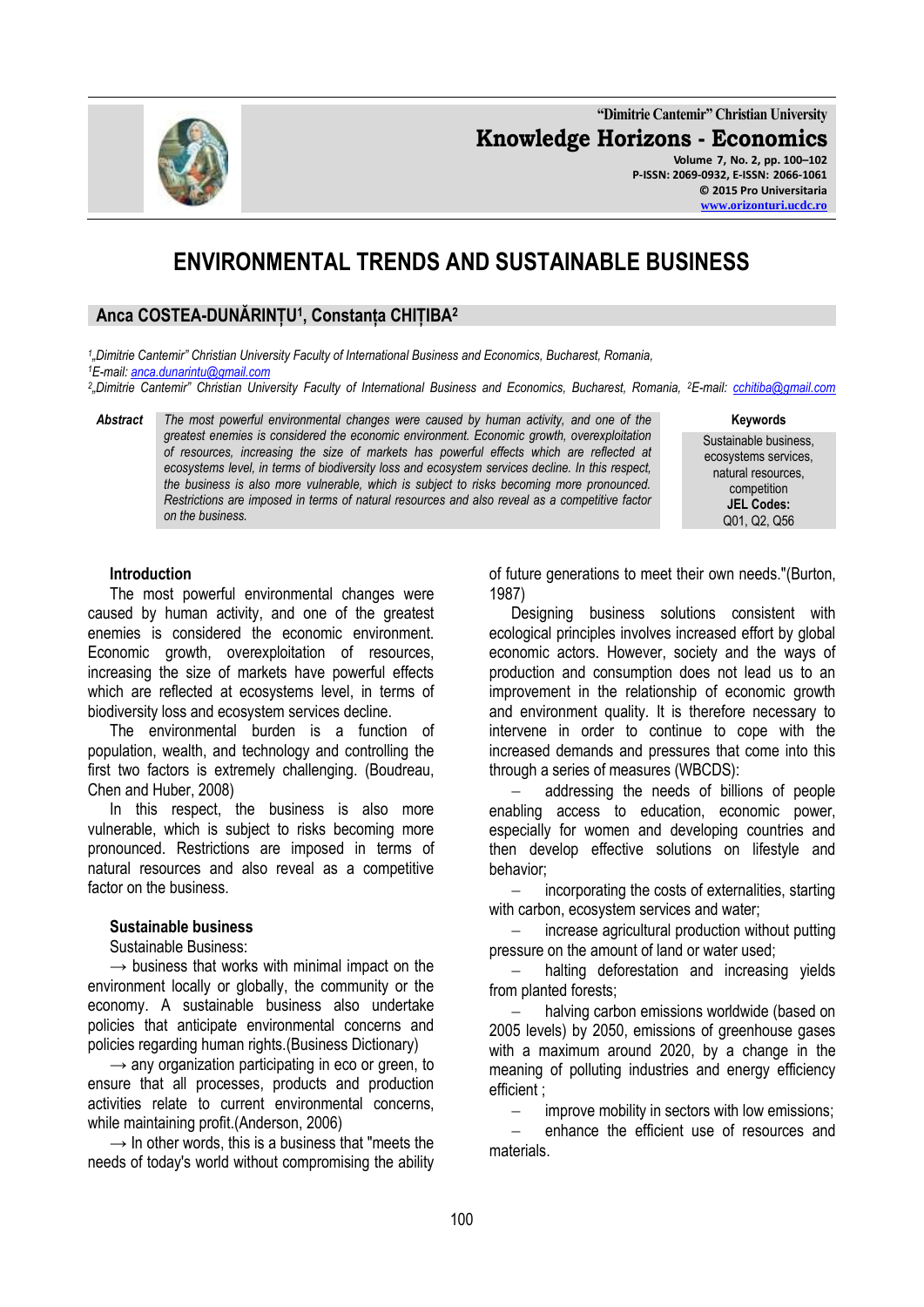# ENVIRONMENTAL TRENDS AND SUSTAINABLE BUSINESS

## Anca COSTEA-DUNĂRINȚU[1], Constanța CHIȚIBA[2]

*[1]„Dimitrie Cantemir" Christian University Faculty of International Business and Economics, Bucharest, Romania,*
*[1]E-mail: anca.dunarintu@gmail.com*
*[2]„Dimitrie Cantemir" Christian University Faculty of International Business and Economics, Bucharest, Romania, [2]E-mail: cchitiba@gmail.com*

***Abstract*** *The most powerful environmental changes were caused by human activity, and one of the greatest enemies is considered the economic environment. Economic growth, overexploitation of resources, increasing the size of markets has powerful effects which are reflected at ecosystems level, in terms of biodiversity loss and ecosystem services decline. In this respect, the business is also more vulnerable, which is subject to risks becoming more pronounced. Restrictions are imposed in terms of natural resources and also reveal as a competitive factor on the business.*

**Keywords**
Sustainable business, ecosystems services, natural resources, competition
**JEL Codes:**
Q01, Q2, Q56

### Introduction

The most powerful environmental changes were caused by human activity, and one of the greatest enemies is considered the economic environment. Economic growth, overexploitation of resources, increasing the size of markets have powerful effects which are reflected at ecosystems level, in terms of biodiversity loss and ecosystem services decline.

The environmental burden is a function of population, wealth, and technology and controlling the first two factors is extremely challenging. (Boudreau, Chen and Huber, 2008)

In this respect, the business is also more vulnerable, which is subject to risks becoming more pronounced. Restrictions are imposed in terms of natural resources and also reveal as a competitive factor on the business.

### Sustainable business

Sustainable Business:

→ business that works with minimal impact on the environment locally or globally, the community or the economy. A sustainable business also undertake policies that anticipate environmental concerns and policies regarding human rights.(Business Dictionary)

→ any organization participating in eco or green, to ensure that all processes, products and production activities relate to current environmental concerns, while maintaining profit.(Anderson, 2006)

→ In other words, this is a business that "meets the needs of today's world without compromising the ability of future generations to meet their own needs."(Burton, 1987)

Designing business solutions consistent with ecological principles involves increased effort by global economic actors. However, society and the ways of production and consumption does not lead us to an improvement in the relationship of economic growth and environment quality. It is therefore necessary to intervene in order to continue to cope with the increased demands and pressures that come into this through a series of measures (WBCDS):

- addressing the needs of billions of people enabling access to education, economic power, especially for women and developing countries and then develop effective solutions on lifestyle and behavior;
- incorporating the costs of externalities, starting with carbon, ecosystem services and water;
- increase agricultural production without putting pressure on the amount of land or water used;
- halting deforestation and increasing yields from planted forests;
- halving carbon emissions worldwide (based on 2005 levels) by 2050, emissions of greenhouse gases with a maximum around 2020, by a change in the meaning of polluting industries and energy efficiency efficient ;
- improve mobility in sectors with low emissions;
- enhance the efficient use of resources and materials.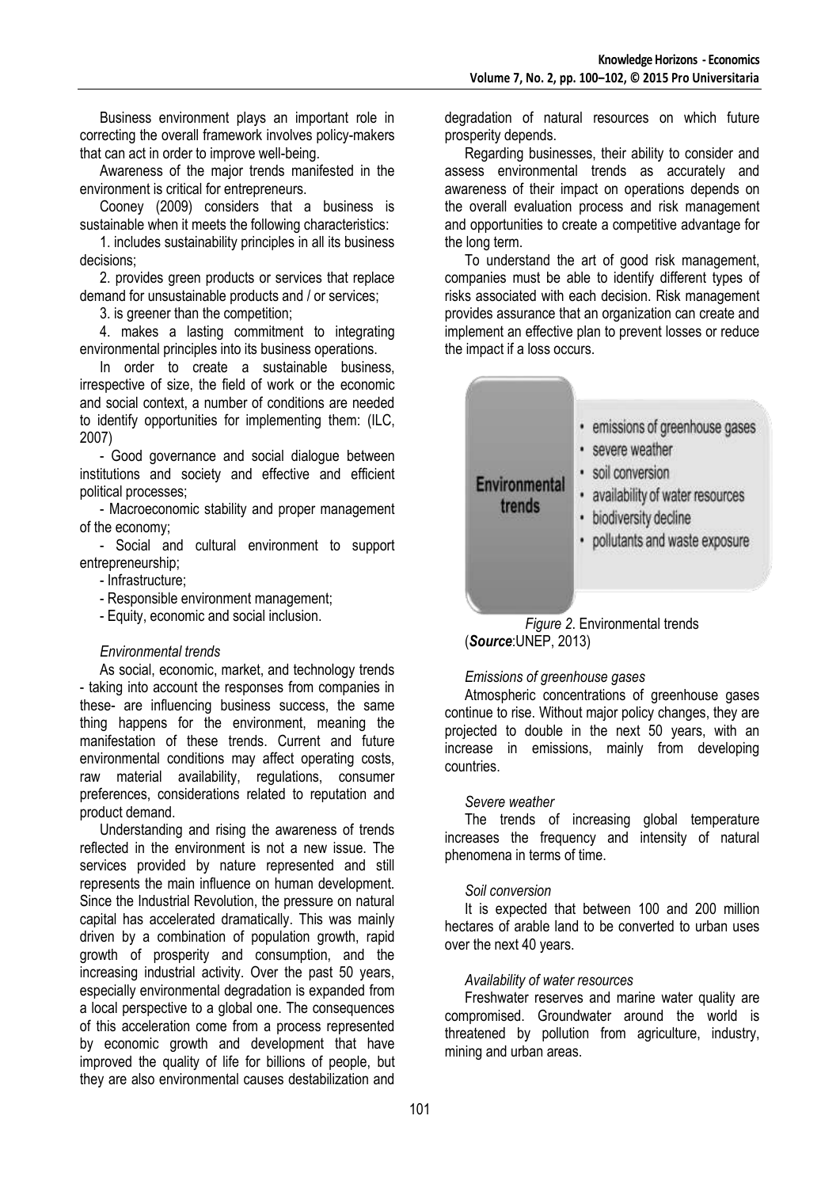Business environment plays an important role in correcting the overall framework involves policy-makers that can act in order to improve well-being.

Awareness of the major trends manifested in the environment is critical for entrepreneurs.

Cooney (2009) considers that a business is sustainable when it meets the following characteristics:

1. includes sustainability principles in all its business decisions;
2. provides green products or services that replace demand for unsustainable products and / or services;
3. is greener than the competition;
4. makes a lasting commitment to integrating environmental principles into its business operations.

In order to create a sustainable business, irrespective of size, the field of work or the economic and social context, a number of conditions are needed to identify opportunities for implementing them: (ILC, 2007)

- Good governance and social dialogue between institutions and society and effective and efficient political processes;
- Macroeconomic stability and proper management of the economy;
- Social and cultural environment to support entrepreneurship;
- Infrastructure;
- Responsible environment management;
- Equity, economic and social inclusion.

*Environmental trends*

As social, economic, market, and technology trends - taking into account the responses from companies in these- are influencing business success, the same thing happens for the environment, meaning the manifestation of these trends. Current and future environmental conditions may affect operating costs, raw material availability, regulations, consumer preferences, considerations related to reputation and product demand.

Understanding and rising the awareness of trends reflected in the environment is not a new issue. The services provided by nature represented and still represents the main influence on human development. Since the Industrial Revolution, the pressure on natural capital has accelerated dramatically. This was mainly driven by a combination of population growth, rapid growth of prosperity and consumption, and the increasing industrial activity. Over the past 50 years, especially environmental degradation is expanded from a local perspective to a global one. The consequences of this acceleration come from a process represented by economic growth and development that have improved the quality of life for billions of people, but they are also environmental causes destabilization and degradation of natural resources on which future prosperity depends.

Regarding businesses, their ability to consider and assess environmental trends as accurately and awareness of their impact on operations depends on the overall evaluation process and risk management and opportunities to create a competitive advantage for the long term.

To understand the art of good risk management, companies must be able to identify different types of risks associated with each decision. Risk management provides assurance that an organization can create and implement an effective plan to prevent losses or reduce the impact if a loss occurs.

**Environmental trends**

- emissions of greenhouse gases
- severe weather
- soil conversion
- availability of water resources
- biodiversity decline
- pollutants and waste exposure

*Figure 2.* Environmental trends
(***Source***:UNEP, 2013)

*Emissions of greenhouse gases*

Atmospheric concentrations of greenhouse gases continue to rise. Without major policy changes, they are projected to double in the next 50 years, with an increase in emissions, mainly from developing countries.

*Severe weather*

The trends of increasing global temperature increases the frequency and intensity of natural phenomena in terms of time.

*Soil conversion*

It is expected that between 100 and 200 million hectares of arable land to be converted to urban uses over the next 40 years.

*Availability of water resources*

Freshwater reserves and marine water quality are compromised. Groundwater around the world is threatened by pollution from agriculture, industry, mining and urban areas.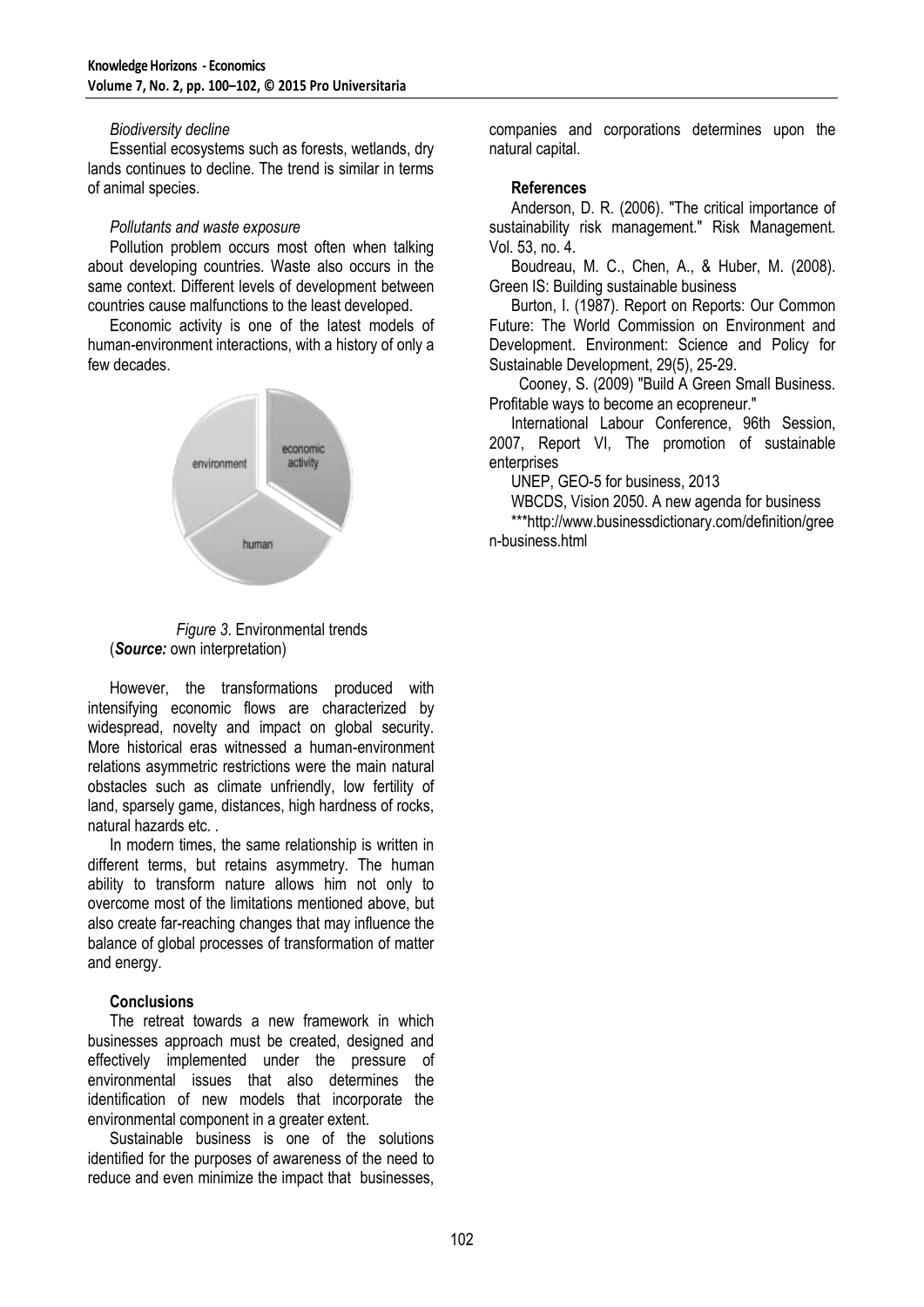*Biodiversity decline*

Essential ecosystems such as forests, wetlands, dry lands continues to decline. The trend is similar in terms of animal species.

*Pollutants and waste exposure*

Pollution problem occurs most often when talking about developing countries. Waste also occurs in the same context. Different levels of development between countries cause malfunctions to the least developed.

Economic activity is one of the latest models of human-environment interactions, with a history of only a few decades.

environment

economic activity

human

*Figure 3*. Environmental trends
(***Source:*** own interpretation)

However, the transformations produced with intensifying economic flows are characterized by widespread, novelty and impact on global security. More historical eras witnessed a human-environment relations asymmetric restrictions were the main natural obstacles such as climate unfriendly, low fertility of land, sparsely game, distances, high hardness of rocks, natural hazards etc. .

In modern times, the same relationship is written in different terms, but retains asymmetry. The human ability to transform nature allows him not only to overcome most of the limitations mentioned above, but also create far-reaching changes that may influence the balance of global processes of transformation of matter and energy.

**Conclusions**

The retreat towards a new framework in which businesses approach must be created, designed and effectively implemented under the pressure of environmental issues that also determines the identification of new models that incorporate the environmental component in a greater extent.

Sustainable business is one of the solutions identified for the purposes of awareness of the need to reduce and even minimize the impact that businesses, companies and corporations determines upon the natural capital.

**References**

Anderson, D. R. (2006). "The critical importance of sustainability risk management." Risk Management. Vol. 53, no. 4.

Boudreau, M. C., Chen, A., & Huber, M. (2008). Green IS: Building sustainable business

Burton, I. (1987). Report on Reports: Our Common Future: The World Commission on Environment and Development. Environment: Science and Policy for Sustainable Development, 29(5), 25-29.

Cooney, S. (2009) "Build A Green Small Business. Profitable ways to become an ecopreneur."

International Labour Conference, 96th Session, 2007, Report VI, The promotion of sustainable enterprises

UNEP, GEO-5 for business, 2013

WBCDS, Vision 2050. A new agenda for business

***http://www.businessdictionary.com/definition/green-business.html